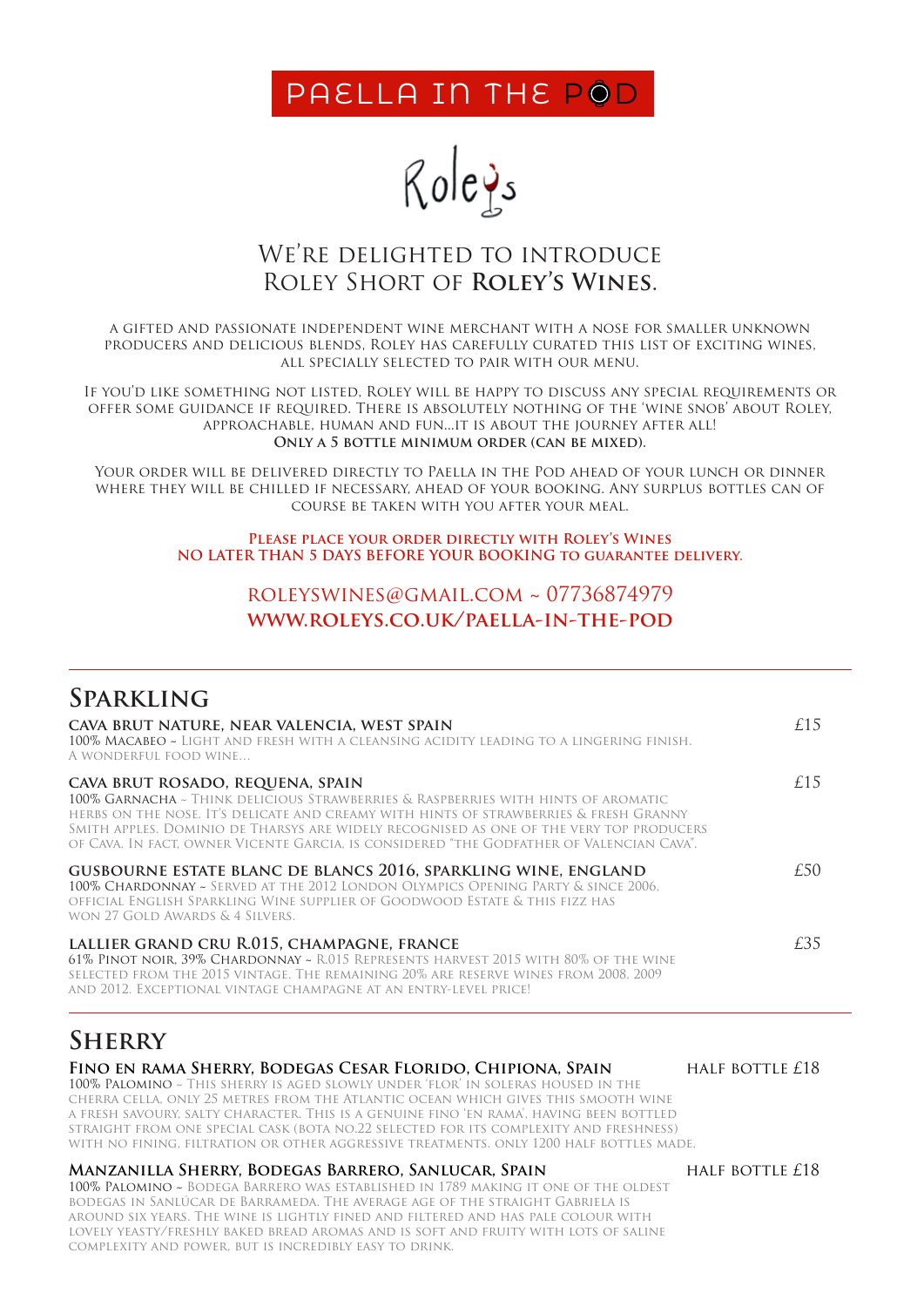PAELLA IN THE POD

Roleys

# We're delighted to introduce Roley Short of **Roley's Wines**.

A gifted and passionate independent wine merchant with a nose for smaller unknown producers and delicious blends, Roley has carefully curated this list of exciting wines, all specially selected to pair with our menu.

If you'd like something not listed, Roley will be happy to discuss any special requirements or offer some guidance if required. There is absolutely nothing of the 'wine snob' about Roley, approachable, human and fun...it is about the journey after all!
**Only a 5 bottle minimum order (can be mixed).**

Your order will be delivered directly to Paella in the Pod ahead of your lunch or dinner where they will be chilled if necessary, ahead of your booking. Any surplus bottles can of course be taken with you after your meal.

**Please place your order directly with Roley's Wines no later than 5 days before your booking to guarantee delivery.**

ROLEYSWINES@GMAIL.COM ~ 07736874979
**WWW.ROLEYS.CO.UK/PAELLA-IN-THE-POD**

## Sparkling

**CAVA BRUT NATURE, NEAR VALENCIA, WEST SPAIN** — £15
100% Macabeo ~ Light and fresh with a cleansing acidity leading to a lingering finish. A wonderful food wine...

**CAVA BRUT ROSADO, REQUENA, SPAIN** — £15
100% Garnacha ~ Think delicious Strawberries & Raspberries with hints of aromatic herbs on the nose. It's delicate and creamy with hints of strawberries & fresh Granny Smith apples. Dominio de Tharsys are widely recognised as one of the very top producers of Cava. In fact, owner Vicente Garcia, is considered "the Godfather of Valencian Cava".

**GUSBOURNE ESTATE BLANC DE BLANCS 2016, SPARKLING WINE, ENGLAND** — £50
100% Chardonnay ~ Served at the 2012 London Olympics Opening Party & since 2006, official English Sparkling Wine supplier of Goodwood Estate & this fizz has won 27 Gold Awards & 4 Silvers.

**LALLIER GRAND CRU R.015, CHAMPAGNE, FRANCE** — £35
61% Pinot Noir, 39% Chardonnay ~ R.015 represents harvest 2015 with 80% of the wine selected from the 2015 vintage. The remaining 20% are reserve wines from 2008, 2009 and 2012. Exceptional vintage Champagne at an entry-level price!

## Sherry

**Fino en rama Sherry, Bodegas Cesar Florido, Chipiona, Spain** — Half bottle £18
100% Palomino ~ This sherry is aged slowly under 'flor' in soleras housed in the Cherra Cella, only 25 metres from the Atlantic Ocean which gives this smooth wine a fresh savoury, salty character. This is a genuine fino 'en rama', having been bottled straight from one special cask (bota no.22 selected for its complexity and freshness) with no fining, filtration or other aggressive treatments. Only 1200 half bottles made.

**Manzanilla Sherry, Bodegas Barrero, Sanlucar, Spain** — Half bottle £18
100% Palomino ~ Bodega Barrero was established in 1789 making it one of the oldest bodegas in Sanlúcar de Barrameda. The average age of the straight Gabriela is around six years. The wine is lightly fined and filtered and has pale colour with lovely yeasty/freshly baked bread aromas and is soft and fruity with lots of saline complexity and power, but is incredibly easy to drink.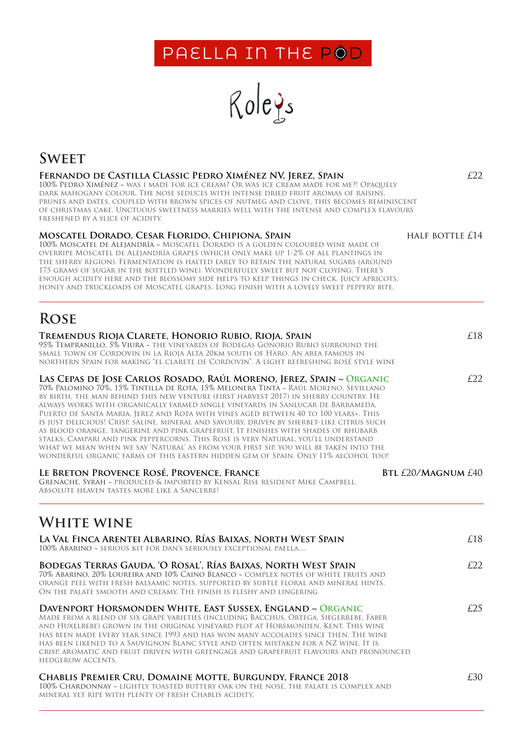PAELLA IN THE POD

Roleys

## Sweet

**Fernando de Castilla Classic Pedro Ximénez NV, Jerez, Spain** £22

100% Pedro Ximénez ~ was I made for ice cream? Or was ice cream made for me?! Opaquely dark mahogany colour. The nose seduces with intense dried fruit aromas of raisins, prunes and dates, coupled with brown spices of nutmeg and clove, this becomes reminiscent of Christmas cake. Unctuous sweetness marries well with the intense and complex flavours freshened by a slice of acidity.

**Moscatel Dorado, Cesar Florido, Chipiona, Spain** half bottle £14

100% Moscatel de Alejandría ~ Moscatel Dorado is a golden coloured wine made of overripe Moscatel de Alejandría grapes (which only make up 1-2% of all plantings in the sherry region). Fermentation is halted early to retain the natural sugars (around 175 grams of sugar in the bottled wine). Wonderfully sweet but not cloying. There's enough acidity here and the blossomy side helps to keep things in check. Juicy apricots, honey and truckloads of Moscatel grapes. Long finish with a lovely sweet peppery bite.

## Rose

**Tremendus Rioja Clarete, Honorio Rubio, Rioja, Spain** £18

95% Tempranillo, 5% Viura ~ the vineyards of Bodegas Gonorio Rubio surround the small town of Cordovin in La Rioja Alta 20km south of Haro. An area famous in northern Spain for making "el clarete de Cordovin". A light refreshing rosé style wine

**Las Cepas de Jose Carlos Rosado, Raúl Moreno, Jerez, Spain ~ Organic** £22

70% Palomino 70%, 15% Tintilla de Rota, 15% Melonera Tinta ~ Raúl Moreno, Sevillano by birth, the man behind this new venture (first harvest 2017) in sherry country. He always works with organically farmed single vineyards in Sanlucar de Barrameda, Puerto de Santa Maria, Jerez and Rota with vines aged between 40 to 100 years+. This is just delicious! Crisp, saline, mineral and savoury, driven by sherbet-like citrus such as blood orange, tangerine and pink grapefruit. It finishes with shades of rhubarb stalks, Campari and pink peppercorns. This Rose is very Natural, you'll understand what we mean when we say 'Natural' as from your first sip, you will be taken into the wonderful organic farms of this eastern hidden gem of Spain. Only 11% alcohol too!

**Le Breton Provence Rosé, Provence, France** **Btl £20/Magnum £40**

Grenache, Syrah ~ produced & imported by Kensal Rise resident Mike Campbell. Absolute heaven tastes more like a Sancerre!

## White wine

**La Val Finca Arentei Albarino, Rías Baixas, North West Spain** £18

100% Abarino ~ serious kit for Dan's seriously exceptional paella....

**Bodegas Terras Gauda, 'O Rosal', Rías Baixas, North West Spain** £22

70% Abarino, 20% Loureira and 10% Caino Blanco ~ complex notes of white fruits and orange peel with fresh balsamic notes, supported by subtle floral and mineral hints. On the palate smooth and creamy. The finish is fleshy and lingering

**Davenport Horsmonden White, East Sussex, England ~ Organic** £25

Made from a blend of six grape varieties (including Bacchus, Ortega, Siegerrebe, Faber and Huxelrebe) grown in the original vineyard plot at Horsmonden, Kent. This wine has been made every year since 1993 and has won many accolades since then. The wine has been likened to a Sauvignon Blanc style and often mistaken for a NZ wine. It is crisp, aromatic and fruit driven with greengage and grapefruit flavours and pronounced hedgerow accents.

**Chablis Premier Cru, Domaine Motte, Burgundy, France 2018** £30

100% Chardonnay ~ lightly toasted buttery oak on the nose, the palate is complex and mineral yet ripe with plenty of fresh Chablis acidity.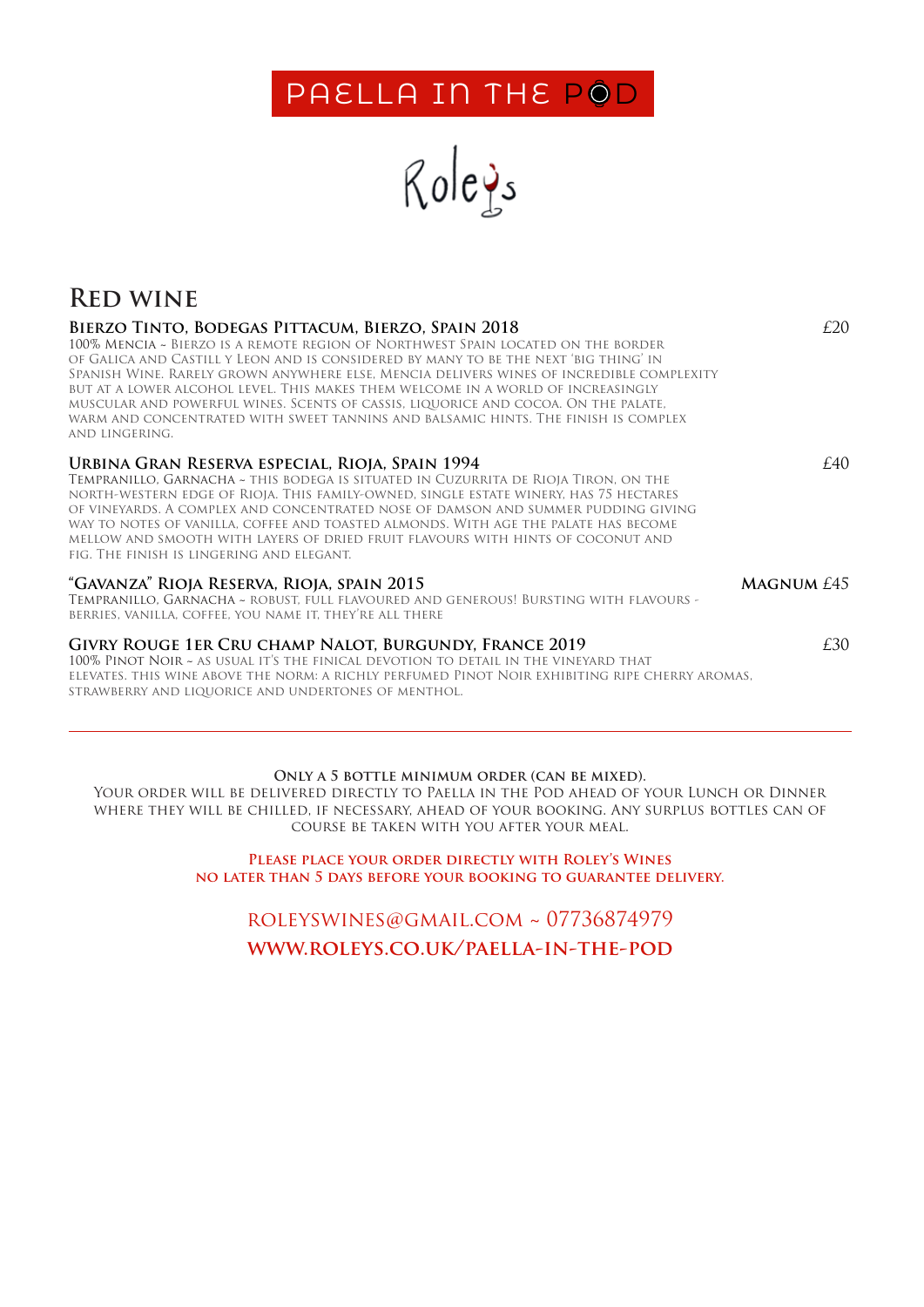PAELLA IN THE POD

Roleys

# Red Wine

**Bierzo Tinto, Bodegas Pittacum, Bierzo, Spain 2018** £20

100% Mencia ~ Bierzo is a remote region of Northwest Spain located on the border of Galica and Castill y Leon and is considered by many to be the next 'big thing' in Spanish Wine. Rarely grown anywhere else, Mencia delivers wines of incredible complexity but at a lower alcohol level. This makes them welcome in a world of increasingly muscular and powerful wines. Scents of cassis, liquorice and cocoa. On the palate, warm and concentrated with sweet tannins and balsamic hints. The finish is complex and lingering.

**Urbina Gran Reserva especial, Rioja, Spain 1994** £40

Tempranillo, Garnacha ~ This bodega is situated in Cuzurrita de Rioja Tiron, on the north-western edge of Rioja. This family-owned, single estate winery, has 75 hectares of vineyards. A complex and concentrated nose of damson and summer pudding giving way to notes of vanilla, coffee and toasted almonds. With age the palate has become mellow and smooth with layers of dried fruit flavours with hints of coconut and fig. The finish is lingering and elegant.

**"Gavanza" Rioja Reserva, Rioja, spain 2015** **Magnum** £45

Tempranillo, Garnacha ~ Robust, full flavoured and generous! Bursting with flavours - berries, vanilla, coffee, you name it, they're all there

**Givry Rouge 1er Cru Champ Nalot, Burgundy, France 2019** £30

100% Pinot Noir ~ As usual it's the finical devotion to detail in the vineyard that elevates. this wine above the norm: a richly perfumed Pinot Noir exhibiting ripe cherry aromas, strawberry and liquorice and undertones of menthol.

---

**Only a 5 bottle minimum order (can be mixed).**

Your order will be delivered directly to Paella in the Pod ahead of your Lunch or Dinner where they will be chilled, if necessary, ahead of your booking. Any surplus bottles can of course be taken with you after your meal.

**Please place your order directly with Roley's Wines**
**no later than 5 days before your booking to guarantee delivery.**

roleyswines@gmail.com ~ 07736874979

**www.roleys.co.uk/paella-in-the-pod**